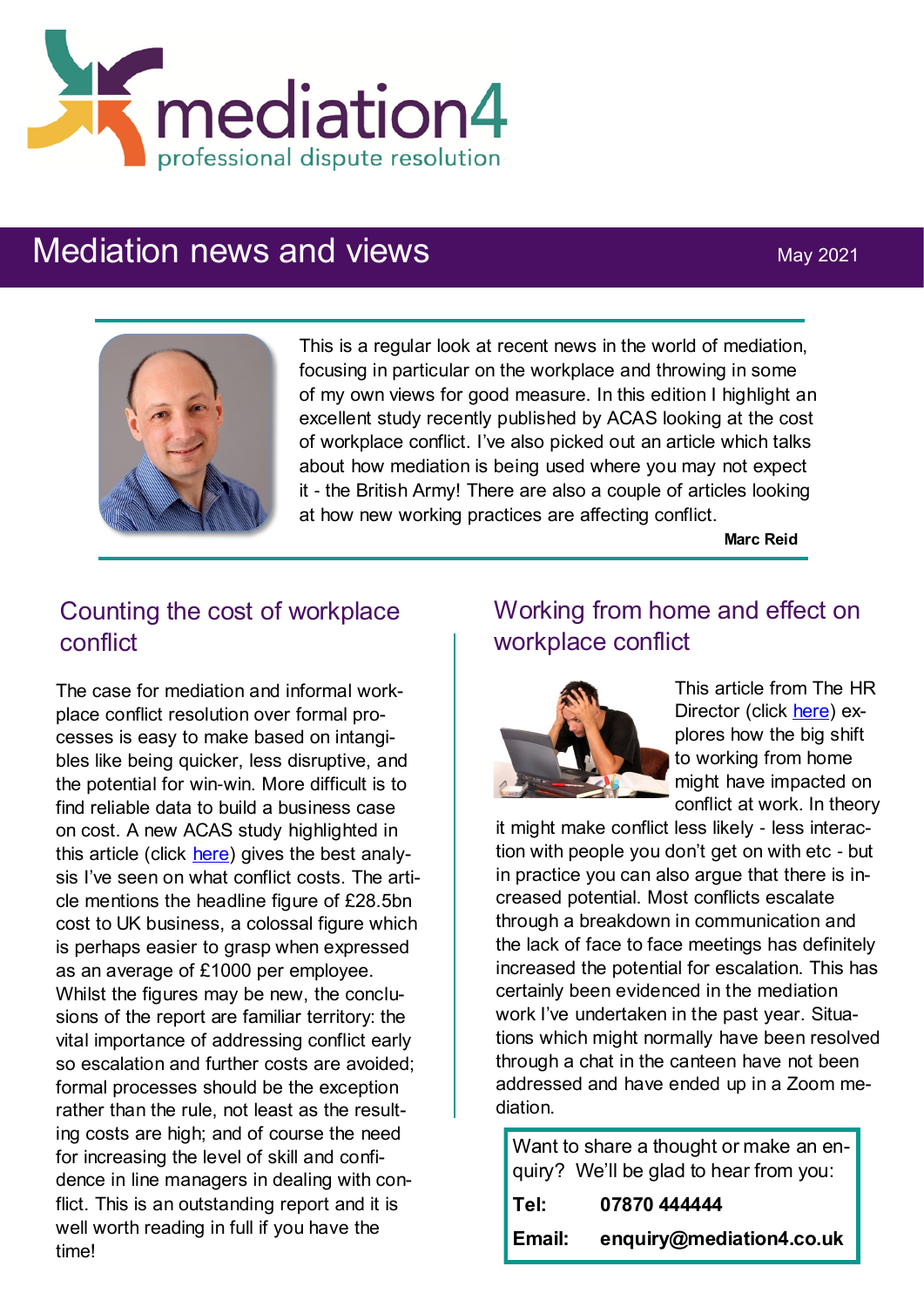mediation4

professional dispute resolution

# Mediation news and views

May 2021

This is a regular look at recent news in the world of mediation, focusing in particular on the workplace and throwing in some of my own views for good measure. In this edition I highlight an excellent study recently published by ACAS looking at the cost of workplace conflict. I've also picked out an article which talks about how mediation is being used where you may not expect it - the British Army! There are also a couple of articles looking at how new working practices are affecting conflict.

**Marc Reid**

## Counting the cost of workplace conflict

The case for mediation and informal workplace conflict resolution over formal processes is easy to make based on intangibles like being quicker, less disruptive, and the potential for win-win. More difficult is to find reliable data to build a business case on cost. A new ACAS study highlighted in this article (click here) gives the best analysis I've seen on what conflict costs. The article mentions the headline figure of £28.5bn cost to UK business, a colossal figure which is perhaps easier to grasp when expressed as an average of £1000 per employee. Whilst the figures may be new, the conclusions of the report are familiar territory: the vital importance of addressing conflict early so escalation and further costs are avoided; formal processes should be the exception rather than the rule, not least as the resulting costs are high; and of course the need for increasing the level of skill and confidence in line managers in dealing with conflict. This is an outstanding report and it is well worth reading in full if you have the time!

## Working from home and effect on workplace conflict

This article from The HR Director (click here) explores how the big shift to working from home might have impacted on conflict at work. In theory it might make conflict less likely - less interaction with people you don't get on with etc - but in practice you can also argue that there is increased potential. Most conflicts escalate through a breakdown in communication and the lack of face to face meetings has definitely increased the potential for escalation. This has certainly been evidenced in the mediation work I've undertaken in the past year. Situations which might normally have been resolved through a chat in the canteen have not been addressed and have ended up in a Zoom mediation.

Want to share a thought or make an enquiry? We'll be glad to hear from you:

**Tel:** **07870 444444**

**Email:** **enquiry@mediation4.co.uk**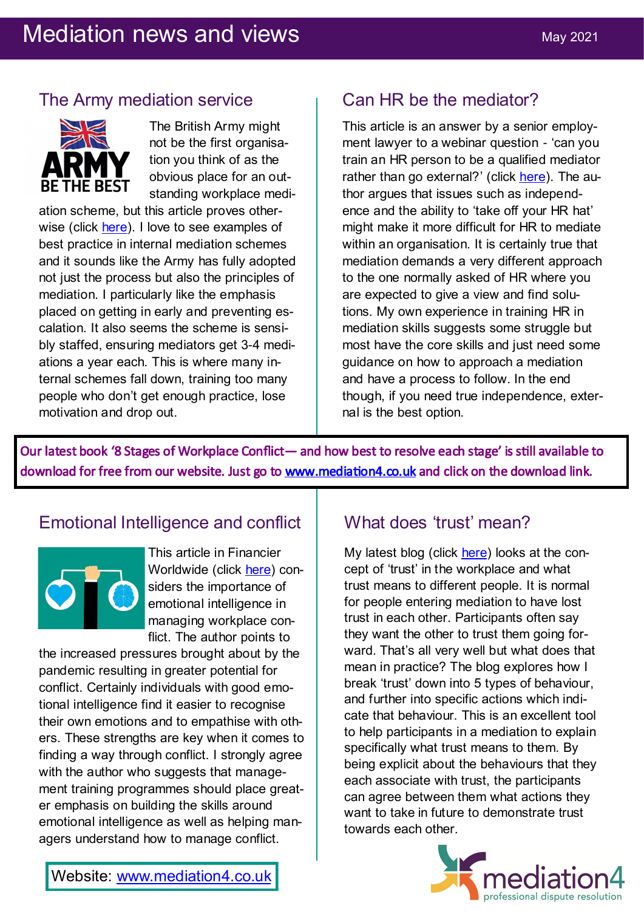# Mediation news and views

May 2021

## The Army mediation service

The British Army might not be the first organisation you think of as the obvious place for an outstanding workplace mediation scheme, but this article proves otherwise (click here). I love to see examples of best practice in internal mediation schemes and it sounds like the Army has fully adopted not just the process but also the principles of mediation. I particularly like the emphasis placed on getting in early and preventing escalation. It also seems the scheme is sensibly staffed, ensuring mediators get 3-4 mediations a year each. This is where many internal schemes fall down, training too many people who don't get enough practice, lose motivation and drop out.

## Can HR be the mediator?

This article is an answer by a senior employment lawyer to a webinar question - 'can you train an HR person to be a qualified mediator rather than go external?' (click here). The author argues that issues such as independence and the ability to 'take off your HR hat' might make it more difficult for HR to mediate within an organisation. It is certainly true that mediation demands a very different approach to the one normally asked of HR where you are expected to give a view and find solutions. My own experience in training HR in mediation skills suggests some struggle but most have the core skills and just need some guidance on how to approach a mediation and have a process to follow. In the end though, if you need true independence, external is the best option.

**Our latest book '8 Stages of Workplace Conflict— and how best to resolve each stage' is still available to download for free from our website. Just go to www.mediation4.co.uk and click on the download link.**

## Emotional Intelligence and conflict

This article in Financier Worldwide (click here) considers the importance of emotional intelligence in managing workplace conflict. The author points to the increased pressures brought about by the pandemic resulting in greater potential for conflict. Certainly individuals with good emotional intelligence find it easier to recognise their own emotions and to empathise with others. These strengths are key when it comes to finding a way through conflict. I strongly agree with the author who suggests that management training programmes should place greater emphasis on building the skills around emotional intelligence as well as helping managers understand how to manage conflict.

## What does 'trust' mean?

My latest blog (click here) looks at the concept of 'trust' in the workplace and what trust means to different people. It is normal for people entering mediation to have lost trust in each other. Participants often say they want the other to trust them going forward. That's all very well but what does that mean in practice? The blog explores how I break 'trust' down into 5 types of behaviour, and further into specific actions which indicate that behaviour. This is an excellent tool to help participants in a mediation to explain specifically what trust means to them. By being explicit about the behaviours that they each associate with trust, the participants can agree between them what actions they want to take in future to demonstrate trust towards each other.

Website: www.mediation4.co.uk

mediation4 professional dispute resolution